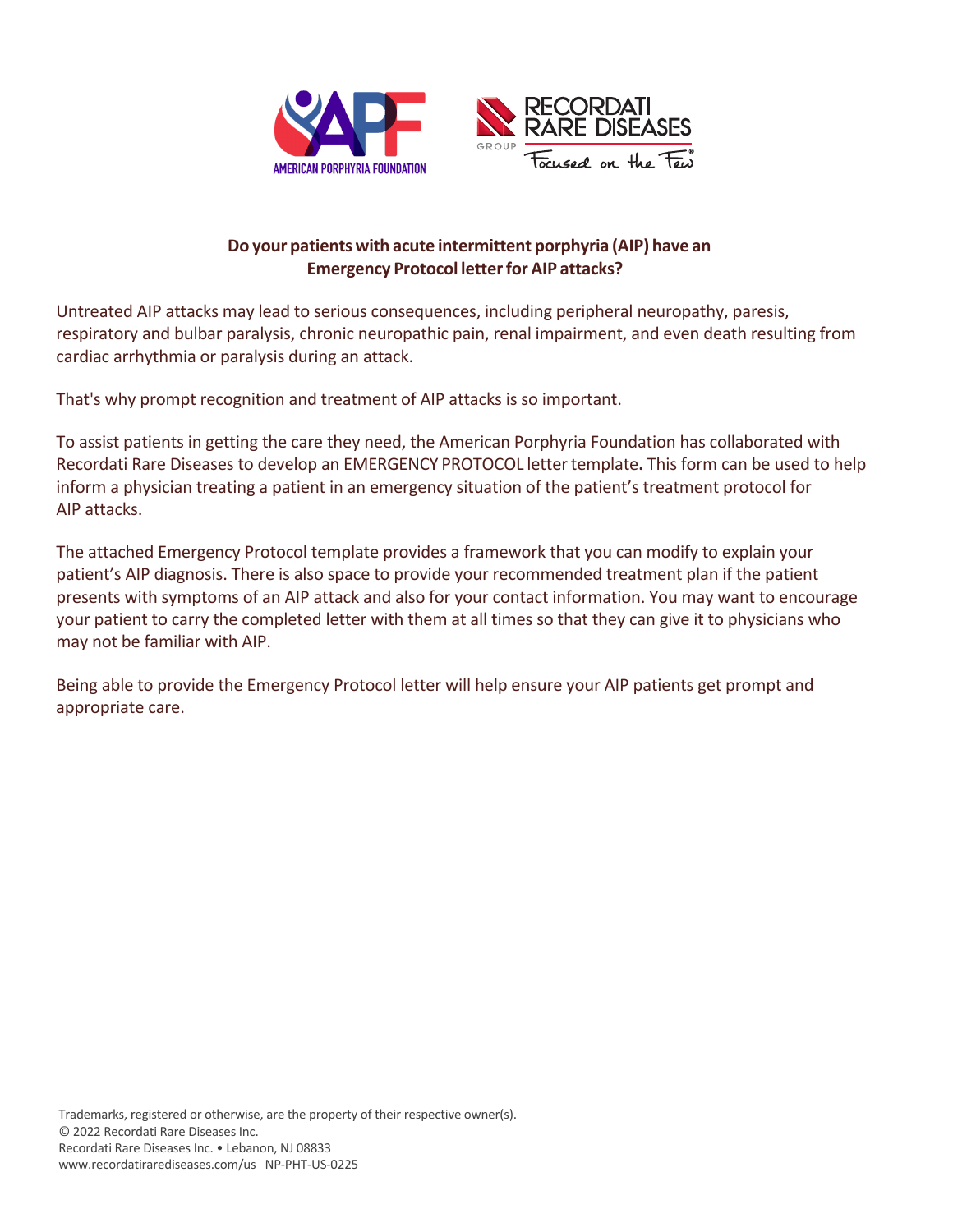AMERICAN PORPHYRIA FOUNDATION

RECORDATI RARE DISEASES GROUP *Focused on the Few*®

**Do your patients with acute intermittent porphyria (AIP) have an Emergency Protocol letter for AIP attacks?**

Untreated AIP attacks may lead to serious consequences, including peripheral neuropathy, paresis, respiratory and bulbar paralysis, chronic neuropathic pain, renal impairment, and even death resulting from cardiac arrhythmia or paralysis during an attack.

That's why prompt recognition and treatment of AIP attacks is so important.

To assist patients in getting the care they need, the American Porphyria Foundation has collaborated with Recordati Rare Diseases to develop an EMERGENCY PROTOCOL letter template**.** This form can be used to help inform a physician treating a patient in an emergency situation of the patient's treatment protocol for AIP attacks.

The attached Emergency Protocol template provides a framework that you can modify to explain your patient's AIP diagnosis. There is also space to provide your recommended treatment plan if the patient presents with symptoms of an AIP attack and also for your contact information. You may want to encourage your patient to carry the completed letter with them at all times so that they can give it to physicians who may not be familiar with AIP.

Being able to provide the Emergency Protocol letter will help ensure your AIP patients get prompt and appropriate care.

Trademarks, registered or otherwise, are the property of their respective owner(s).
© 2022 Recordati Rare Diseases Inc.
Recordati Rare Diseases Inc. • Lebanon, NJ 08833
www.recordatirarediseases.com/us NP-PHT-US-0225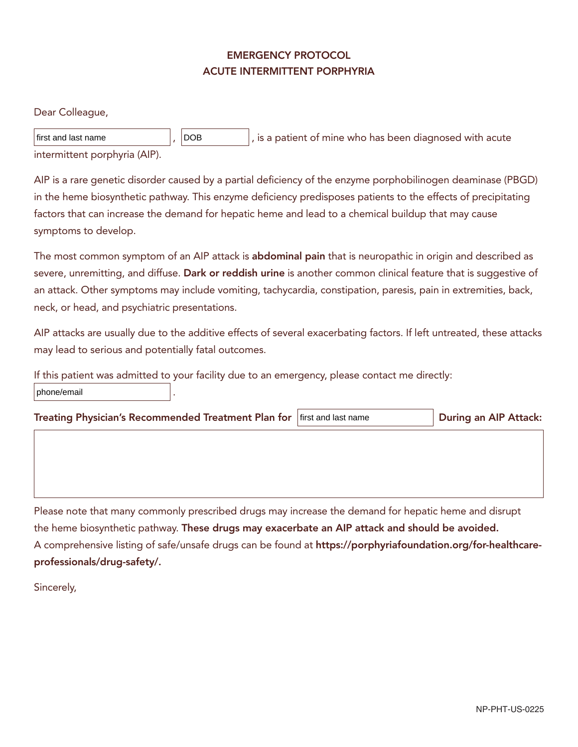## EMERGENCY PROTOCOL
## ACUTE INTERMITTENT PORPHYRIA

Dear Colleague,

first and last name , DOB , is a patient of mine who has been diagnosed with acute intermittent porphyria (AIP).

AIP is a rare genetic disorder caused by a partial deficiency of the enzyme porphobilinogen deaminase (PBGD) in the heme biosynthetic pathway. This enzyme deficiency predisposes patients to the effects of precipitating factors that can increase the demand for hepatic heme and lead to a chemical buildup that may cause symptoms to develop.

The most common symptom of an AIP attack is **abdominal pain** that is neuropathic in origin and described as severe, unremitting, and diffuse. **Dark or reddish urine** is another common clinical feature that is suggestive of an attack. Other symptoms may include vomiting, tachycardia, constipation, paresis, pain in extremities, back, neck, or head, and psychiatric presentations.

AIP attacks are usually due to the additive effects of several exacerbating factors. If left untreated, these attacks may lead to serious and potentially fatal outcomes.

If this patient was admitted to your facility due to an emergency, please contact me directly:
phone/email .

**Treating Physician's Recommended Treatment Plan for** first and last name **During an AIP Attack:**

Please note that many commonly prescribed drugs may increase the demand for hepatic heme and disrupt the heme biosynthetic pathway. **These drugs may exacerbate an AIP attack and should be avoided.** A comprehensive listing of safe/unsafe drugs can be found at **https://porphyriafoundation.org/for-healthcare-professionals/drug-safety/.**

Sincerely,

NP-PHT-US-0225